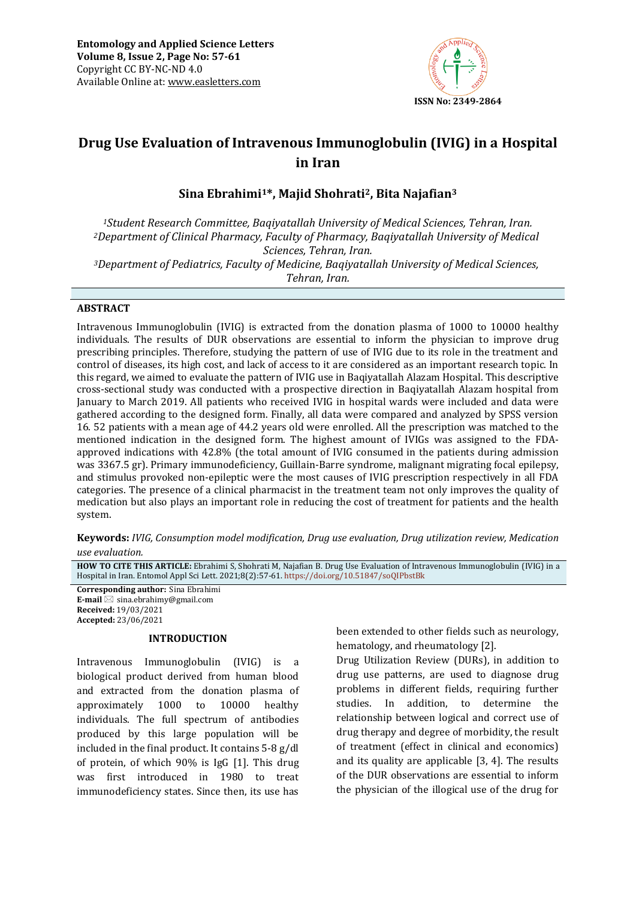Entomology and Applied Science Letters
Volume 8, Issue 2, Page No: 57-61
Copyright CC BY-NC-ND 4.0
Available Online at: www.easletters.com

ISSN No: 2349-2864

# Drug Use Evaluation of Intravenous Immunoglobulin (IVIG) in a Hospital in Iran

**Sina Ebrahimi[1]*, Majid Shohrati[2], Bita Najafian[3]**

*[1]Student Research Committee, Baqiyatallah University of Medical Sciences, Tehran, Iran.*
*[2]Department of Clinical Pharmacy, Faculty of Pharmacy, Baqiyatallah University of Medical Sciences, Tehran, Iran.*
*[3]Department of Pediatrics, Faculty of Medicine, Baqiyatallah University of Medical Sciences, Tehran, Iran.*

## ABSTRACT

Intravenous Immunoglobulin (IVIG) is extracted from the donation plasma of 1000 to 10000 healthy individuals. The results of DUR observations are essential to inform the physician to improve drug prescribing principles. Therefore, studying the pattern of use of IVIG due to its role in the treatment and control of diseases, its high cost, and lack of access to it are considered as an important research topic. In this regard, we aimed to evaluate the pattern of IVIG use in Baqiyatallah Alazam Hospital. This descriptive cross-sectional study was conducted with a prospective direction in Baqiyatallah Alazam hospital from January to March 2019. All patients who received IVIG in hospital wards were included and data were gathered according to the designed form. Finally, all data were compared and analyzed by SPSS version 16. 52 patients with a mean age of 44.2 years old were enrolled. All the prescription was matched to the mentioned indication in the designed form. The highest amount of IVIGs was assigned to the FDA-approved indications with 42.8% (the total amount of IVIG consumed in the patients during admission was 3367.5 gr). Primary immunodeficiency, Guillain-Barre syndrome, malignant migrating focal epilepsy, and stimulus provoked non-epileptic were the most causes of IVIG prescription respectively in all FDA categories. The presence of a clinical pharmacist in the treatment team not only improves the quality of medication but also plays an important role in reducing the cost of treatment for patients and the health system.

**Keywords:** *IVIG, Consumption model modification, Drug use evaluation, Drug utilization review, Medication use evaluation.*

**HOW TO CITE THIS ARTICLE:** Ebrahimi S, Shohrati M, Najafian B. Drug Use Evaluation of Intravenous Immunoglobulin (IVIG) in a Hospital in Iran. Entomol Appl Sci Lett. 2021;8(2):57-61. https://doi.org/10.51847/soQIPbstBk

**Corresponding author:** Sina Ebrahimi
**E-mail** sina.ebrahimy@gmail.com
**Received:** 19/03/2021
**Accepted:** 23/06/2021

## INTRODUCTION

Intravenous Immunoglobulin (IVIG) is a biological product derived from human blood and extracted from the donation plasma of approximately 1000 to 10000 healthy individuals. The full spectrum of antibodies produced by this large population will be included in the final product. It contains 5-8 g/dl of protein, of which 90% is IgG [1]. This drug was first introduced in 1980 to treat immunodeficiency states. Since then, its use has been extended to other fields such as neurology, hematology, and rheumatology [2].

Drug Utilization Review (DURs), in addition to drug use patterns, are used to diagnose drug problems in different fields, requiring further studies. In addition, to determine the relationship between logical and correct use of drug therapy and degree of morbidity, the result of treatment (effect in clinical and economics) and its quality are applicable [3, 4]. The results of the DUR observations are essential to inform the physician of the illogical use of the drug for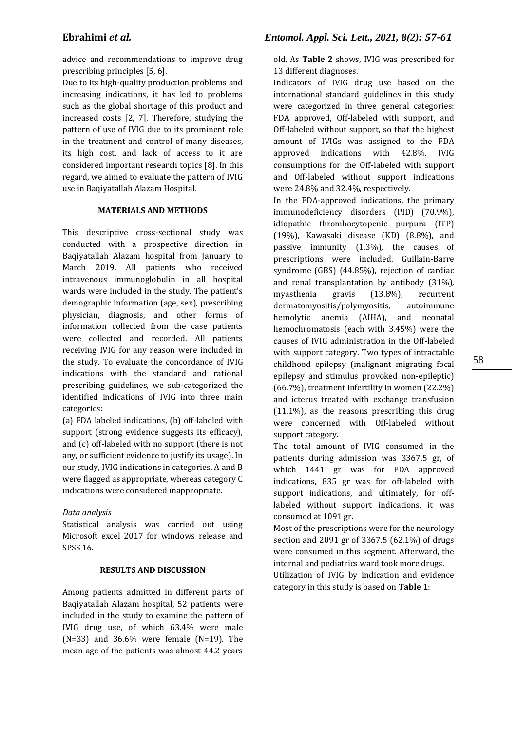advice and recommendations to improve drug prescribing principles [5, 6].

Due to its high-quality production problems and increasing indications, it has led to problems such as the global shortage of this product and increased costs [2, 7]. Therefore, studying the pattern of use of IVIG due to its prominent role in the treatment and control of many diseases, its high cost, and lack of access to it are considered important research topics [8]. In this regard, we aimed to evaluate the pattern of IVIG use in Baqiyatallah Alazam Hospital.

## MATERIALS AND METHODS

This descriptive cross-sectional study was conducted with a prospective direction in Baqiyatallah Alazam hospital from January to March 2019. All patients who received intravenous immunoglobulin in all hospital wards were included in the study. The patient's demographic information (age, sex), prescribing physician, diagnosis, and other forms of information collected from the case patients were collected and recorded. All patients receiving IVIG for any reason were included in the study. To evaluate the concordance of IVIG indications with the standard and rational prescribing guidelines, we sub-categorized the identified indications of IVIG into three main categories:

(a) FDA labeled indications, (b) off-labeled with support (strong evidence suggests its efficacy), and (c) off-labeled with no support (there is not any, or sufficient evidence to justify its usage). In our study, IVIG indications in categories, A and B were flagged as appropriate, whereas category C indications were considered inappropriate.

### *Data analysis*

Statistical analysis was carried out using Microsoft excel 2017 for windows release and SPSS 16.

## RESULTS AND DISCUSSION

Among patients admitted in different parts of Baqiyatallah Alazam hospital, 52 patients were included in the study to examine the pattern of IVIG drug use, of which 63.4% were male (N=33) and 36.6% were female (N=19). The mean age of the patients was almost 44.2 years old. As **Table 2** shows, IVIG was prescribed for 13 different diagnoses.

Indicators of IVIG drug use based on the international standard guidelines in this study were categorized in three general categories: FDA approved, Off-labeled with support, and Off-labeled without support, so that the highest amount of IVIGs was assigned to the FDA approved indications with 42.8%. IVIG consumptions for the Off-labeled with support and Off-labeled without support indications were 24.8% and 32.4%, respectively.

In the FDA-approved indications, the primary immunodeficiency disorders (PID) (70.9%), idiopathic thrombocytopenic purpura (ITP) (19%), Kawasaki disease (KD) (8.8%), and passive immunity (1.3%), the causes of prescriptions were included. Guillain-Barre syndrome (GBS) (44.85%), rejection of cardiac and renal transplantation by antibody (31%), myasthenia gravis (13.8%), recurrent dermatomyositis/polymyositis, autoimmune hemolytic anemia (AIHA), and neonatal hemochromatosis (each with 3.45%) were the causes of IVIG administration in the Off-labeled with support category. Two types of intractable childhood epilepsy (malignant migrating focal epilepsy and stimulus provoked non-epileptic) (66.7%), treatment infertility in women (22.2%) and icterus treated with exchange transfusion (11.1%), as the reasons prescribing this drug were concerned with Off-labeled without support category.

The total amount of IVIG consumed in the patients during admission was 3367.5 gr, of which 1441 gr was for FDA approved indications, 835 gr was for off-labeled with support indications, and ultimately, for off-labeled without support indications, it was consumed at 1091 gr.

Most of the prescriptions were for the neurology section and 2091 gr of 3367.5 (62.1%) of drugs were consumed in this segment. Afterward, the internal and pediatrics ward took more drugs.

Utilization of IVIG by indication and evidence category in this study is based on **Table 1**: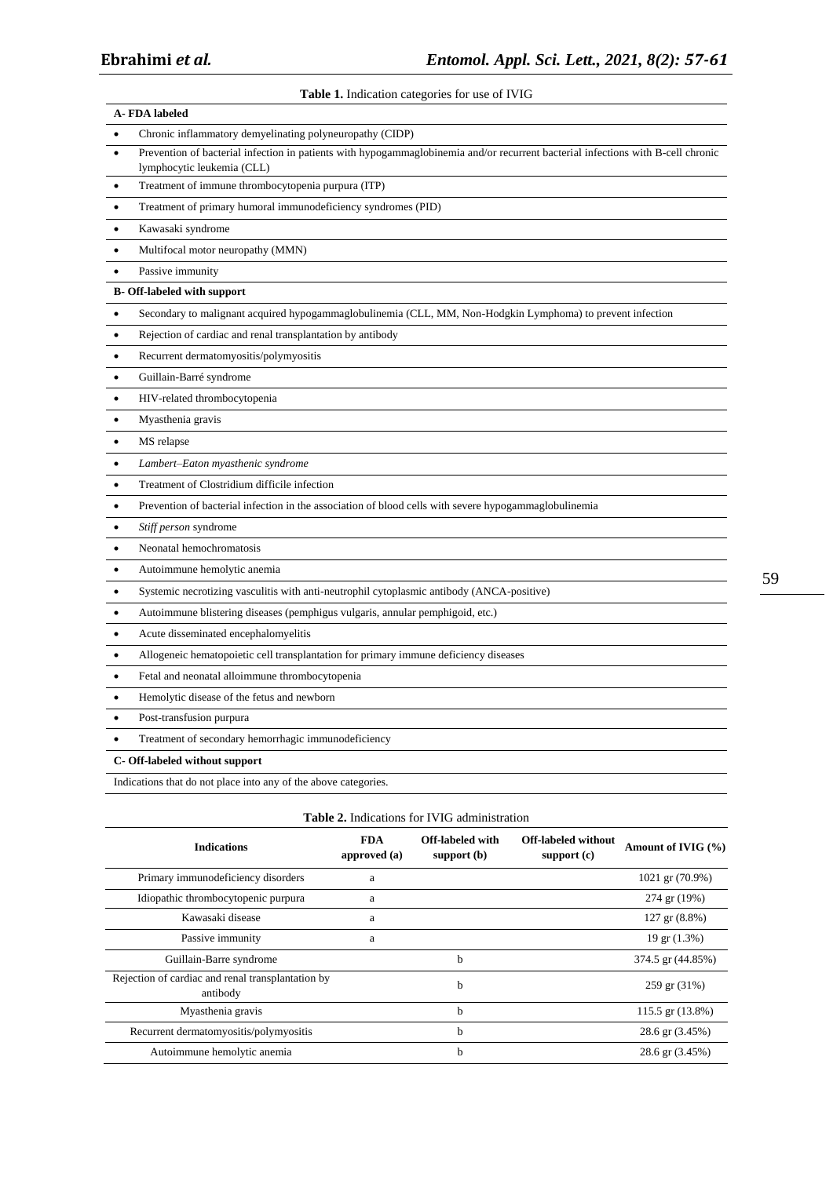**Table 1.** Indication categories for use of IVIG

| **A- FDA labeled** |
|---|
| • Chronic inflammatory demyelinating polyneuropathy (CIDP) |
| • Prevention of bacterial infection in patients with hypogammaglobinemia and/or recurrent bacterial infections with B-cell chronic lymphocytic leukemia (CLL) |
| • Treatment of immune thrombocytopenia purpura (ITP) |
| • Treatment of primary humoral immunodeficiency syndromes (PID) |
| • Kawasaki syndrome |
| • Multifocal motor neuropathy (MMN) |
| • Passive immunity |
| **B- Off-labeled with support** |
| • Secondary to malignant acquired hypogammaglobulinemia (CLL, MM, Non-Hodgkin Lymphoma) to prevent infection |
| • Rejection of cardiac and renal transplantation by antibody |
| • Recurrent dermatomyositis/polymyositis |
| • Guillain-Barré syndrome |
| • HIV-related thrombocytopenia |
| • Myasthenia gravis |
| • MS relapse |
| • *Lambert–Eaton myasthenic syndrome* |
| • Treatment of Clostridium difficile infection |
| • Prevention of bacterial infection in the association of blood cells with severe hypogammaglobulinemia |
| • *Stiff person* syndrome |
| • Neonatal hemochromatosis |
| • Autoimmune hemolytic anemia |
| • Systemic necrotizing vasculitis with anti-neutrophil cytoplasmic antibody (ANCA-positive) |
| • Autoimmune blistering diseases (pemphigus vulgaris, annular pemphigoid, etc.) |
| • Acute disseminated encephalomyelitis |
| • Allogeneic hematopoietic cell transplantation for primary immune deficiency diseases |
| • Fetal and neonatal alloimmune thrombocytopenia |
| • Hemolytic disease of the fetus and newborn |
| • Post-transfusion purpura |
| • Treatment of secondary hemorrhagic immunodeficiency |
| **C- Off-labeled without support** |
| Indications that do not place into any of the above categories. |

**Table 2.** Indications for IVIG administration

| Indications | FDA approved (a) | Off-labeled with support (b) | Off-labeled without support (c) | Amount of IVIG (%) |
|---|---|---|---|---|
| Primary immunodeficiency disorders | a | | | 1021 gr (70.9%) |
| Idiopathic thrombocytopenic purpura | a | | | 274 gr (19%) |
| Kawasaki disease | a | | | 127 gr (8.8%) |
| Passive immunity | a | | | 19 gr (1.3%) |
| Guillain-Barre syndrome | | b | | 374.5 gr (44.85%) |
| Rejection of cardiac and renal transplantation by antibody | | b | | 259 gr (31%) |
| Myasthenia gravis | | b | | 115.5 gr (13.8%) |
| Recurrent dermatomyositis/polymyositis | | b | | 28.6 gr (3.45%) |
| Autoimmune hemolytic anemia | | b | | 28.6 gr (3.45%) |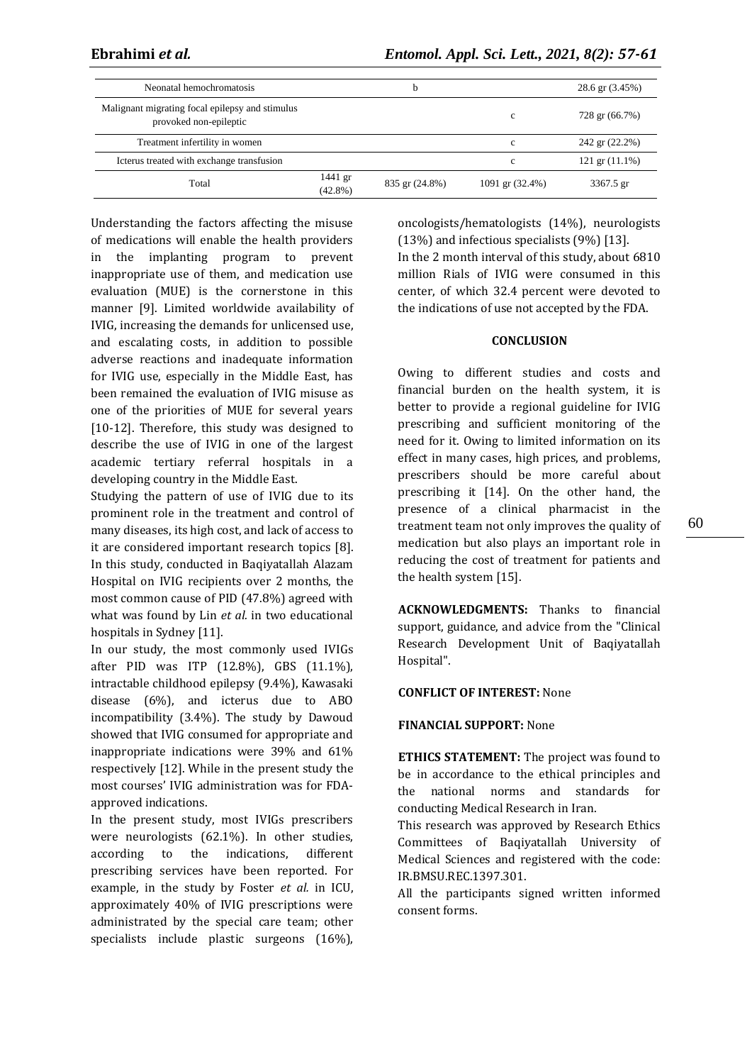| Neonatal hemochromatosis | | b | | 28.6 gr (3.45%) |
|---|---|---|---|---|
| Malignant migrating focal epilepsy and stimulus provoked non-epileptic | | | c | 728 gr (66.7%) |
| Treatment infertility in women | | | c | 242 gr (22.2%) |
| Icterus treated with exchange transfusion | | | c | 121 gr (11.1%) |
| Total | 1441 gr (42.8%) | 835 gr (24.8%) | 1091 gr (32.4%) | 3367.5 gr |

Understanding the factors affecting the misuse of medications will enable the health providers in the implanting program to prevent inappropriate use of them, and medication use evaluation (MUE) is the cornerstone in this manner [9]. Limited worldwide availability of IVIG, increasing the demands for unlicensed use, and escalating costs, in addition to possible adverse reactions and inadequate information for IVIG use, especially in the Middle East, has been remained the evaluation of IVIG misuse as one of the priorities of MUE for several years [10-12]. Therefore, this study was designed to describe the use of IVIG in one of the largest academic tertiary referral hospitals in a developing country in the Middle East.

Studying the pattern of use of IVIG due to its prominent role in the treatment and control of many diseases, its high cost, and lack of access to it are considered important research topics [8]. In this study, conducted in Baqiyatallah Alazam Hospital on IVIG recipients over 2 months, the most common cause of PID (47.8%) agreed with what was found by Lin *et al.* in two educational hospitals in Sydney [11].

In our study, the most commonly used IVIGs after PID was ITP (12.8%), GBS (11.1%), intractable childhood epilepsy (9.4%), Kawasaki disease (6%), and icterus due to ABO incompatibility (3.4%). The study by Dawoud showed that IVIG consumed for appropriate and inappropriate indications were 39% and 61% respectively [12]. While in the present study the most courses' IVIG administration was for FDA-approved indications.

In the present study, most IVIGs prescribers were neurologists (62.1%). In other studies, according to the indications, different prescribing services have been reported. For example, in the study by Foster *et al.* in ICU, approximately 40% of IVIG prescriptions were administrated by the special care team; other specialists include plastic surgeons (16%), oncologists/hematologists (14%), neurologists (13%) and infectious specialists (9%) [13].

In the 2 month interval of this study, about 6810 million Rials of IVIG were consumed in this center, of which 32.4 percent were devoted to the indications of use not accepted by the FDA.

## CONCLUSION

Owing to different studies and costs and financial burden on the health system, it is better to provide a regional guideline for IVIG prescribing and sufficient monitoring of the need for it. Owing to limited information on its effect in many cases, high prices, and problems, prescribers should be more careful about prescribing it [14]. On the other hand, the presence of a clinical pharmacist in the treatment team not only improves the quality of medication but also plays an important role in reducing the cost of treatment for patients and the health system [15].

**ACKNOWLEDGMENTS:** Thanks to financial support, guidance, and advice from the "Clinical Research Development Unit of Baqiyatallah Hospital".

**CONFLICT OF INTEREST:** None

**FINANCIAL SUPPORT:** None

**ETHICS STATEMENT:** The project was found to be in accordance to the ethical principles and the national norms and standards for conducting Medical Research in Iran.

This research was approved by Research Ethics Committees of Baqiyatallah University of Medical Sciences and registered with the code: IR.BMSU.REC.1397.301.

All the participants signed written informed consent forms.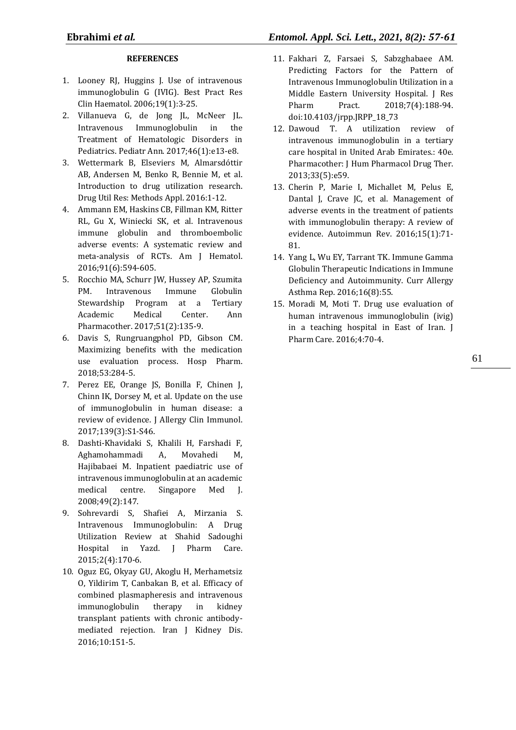## REFERENCES

1. Looney RJ, Huggins J. Use of intravenous immunoglobulin G (IVIG). Best Pract Res Clin Haematol. 2006;19(1):3-25.
2. Villanueva G, de Jong JL, McNeer JL. Intravenous Immunoglobulin in the Treatment of Hematologic Disorders in Pediatrics. Pediatr Ann. 2017;46(1):e13-e8.
3. Wettermark B, Elseviers M, Almarsdóttir AB, Andersen M, Benko R, Bennie M, et al. Introduction to drug utilization research. Drug Util Res: Methods Appl. 2016:1-12.
4. Ammann EM, Haskins CB, Fillman KM, Ritter RL, Gu X, Winiecki SK, et al. Intravenous immune globulin and thromboembolic adverse events: A systematic review and meta-analysis of RCTs. Am J Hematol. 2016;91(6):594-605.
5. Rocchio MA, Schurr JW, Hussey AP, Szumita PM. Intravenous Immune Globulin Stewardship Program at a Tertiary Academic Medical Center. Ann Pharmacother. 2017;51(2):135-9.
6. Davis S, Rungruangphol PD, Gibson CM. Maximizing benefits with the medication use evaluation process. Hosp Pharm. 2018;53:284-5.
7. Perez EE, Orange JS, Bonilla F, Chinen J, Chinn IK, Dorsey M, et al. Update on the use of immunoglobulin in human disease: a review of evidence. J Allergy Clin Immunol. 2017;139(3):S1-S46.
8. Dashti-Khavidaki S, Khalili H, Farshadi F, Aghamohammadi A, Movahedi M, Hajibabaei M. Inpatient paediatric use of intravenous immunoglobulin at an academic medical centre. Singapore Med J. 2008;49(2):147.
9. Sohrevardi S, Shafiei A, Mirzania S. Intravenous Immunoglobulin: A Drug Utilization Review at Shahid Sadoughi Hospital in Yazd. J Pharm Care. 2015;2(4):170-6.
10. Oguz EG, Okyay GU, Akoglu H, Merhametsiz O, Yildirim T, Canbakan B, et al. Efficacy of combined plasmapheresis and intravenous immunoglobulin therapy in kidney transplant patients with chronic antibody-mediated rejection. Iran J Kidney Dis. 2016;10:151-5.
11. Fakhari Z, Farsaei S, Sabzghabaee AM. Predicting Factors for the Pattern of Intravenous Immunoglobulin Utilization in a Middle Eastern University Hospital. J Res Pharm Pract. 2018;7(4):188-94. doi:10.4103/jrpp.JRPP_18_73
12. Dawoud T. A utilization review of intravenous immunoglobulin in a tertiary care hospital in United Arab Emirates.: 40e. Pharmacother: J Hum Pharmacol Drug Ther. 2013;33(5):e59.
13. Cherin P, Marie I, Michallet M, Pelus E, Dantal J, Crave JC, et al. Management of adverse events in the treatment of patients with immunoglobulin therapy: A review of evidence. Autoimmun Rev. 2016;15(1):71-81.
14. Yang L, Wu EY, Tarrant TK. Immune Gamma Globulin Therapeutic Indications in Immune Deficiency and Autoimmunity. Curr Allergy Asthma Rep. 2016;16(8):55.
15. Moradi M, Moti T. Drug use evaluation of human intravenous immunoglobulin (ivig) in a teaching hospital in East of Iran. J Pharm Care. 2016;4:70-4.